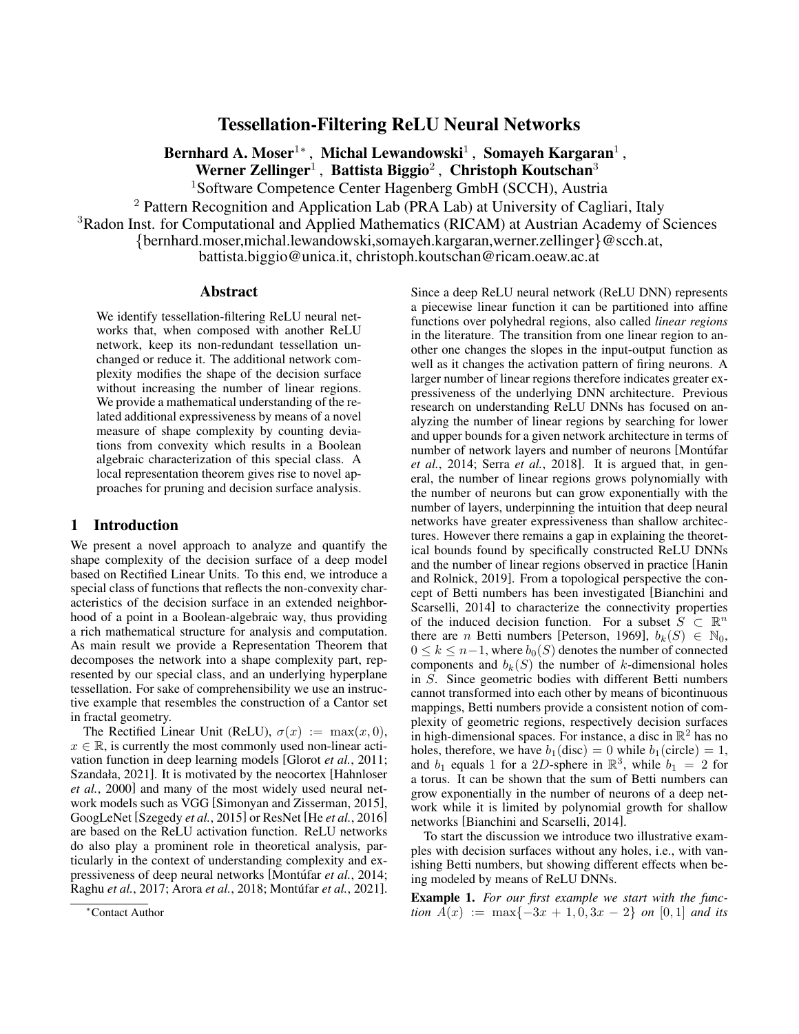# Tessellation-Filtering ReLU Neural Networks

**Bernhard A. Moser**[1*], **Michal Lewandowski**[1], **Somayeh Kargaran**[1], **Werner Zellinger**[1], **Battista Biggio**[2], **Christoph Koutschan**[3]

[1]Software Competence Center Hagenberg GmbH (SCCH), Austria

[2] Pattern Recognition and Application Lab (PRA Lab) at University of Cagliari, Italy

[3]Radon Inst. for Computational and Applied Mathematics (RICAM) at Austrian Academy of Sciences

{bernhard.moser,michal.lewandowski,somayeh.kargaran,werner.zellinger}@scch.at, battista.biggio@unica.it, christoph.koutschan@ricam.oeaw.ac.at

## Abstract

We identify tessellation-filtering ReLU neural networks that, when composed with another ReLU network, keep its non-redundant tessellation unchanged or reduce it. The additional network complexity modifies the shape of the decision surface without increasing the number of linear regions. We provide a mathematical understanding of the related additional expressiveness by means of a novel measure of shape complexity by counting deviations from convexity which results in a Boolean algebraic characterization of this special class. A local representation theorem gives rise to novel approaches for pruning and decision surface analysis.

## 1 Introduction

We present a novel approach to analyze and quantify the shape complexity of the decision surface of a deep model based on Rectified Linear Units. To this end, we introduce a special class of functions that reflects the non-convexity characteristics of the decision surface in an extended neighborhood of a point in a Boolean-algebraic way, thus providing a rich mathematical structure for analysis and computation. As main result we provide a Representation Theorem that decomposes the network into a shape complexity part, represented by our special class, and an underlying hyperplane tessellation. For sake of comprehensibility we use an instructive example that resembles the construction of a Cantor set in fractal geometry.

The Rectified Linear Unit (ReLU), $\sigma(x) := \max(x, 0)$, $x \in \mathbb{R}$, is currently the most commonly used non-linear activation function in deep learning models [Glorot *et al.*, 2011; Szandała, 2021]. It is motivated by the neocortex [Hahnloser *et al.*, 2000] and many of the most widely used neural network models such as VGG [Simonyan and Zisserman, 2015], GoogLeNet [Szegedy *et al.*, 2015] or ResNet [He *et al.*, 2016] are based on the ReLU activation function. ReLU networks do also play a prominent role in theoretical analysis, particularly in the context of understanding complexity and expressiveness of deep neural networks [Montúfar *et al.*, 2014; Raghu *et al.*, 2017; Arora *et al.*, 2018; Montúfar *et al.*, 2021]. Since a deep ReLU neural network (ReLU DNN) represents a piecewise linear function it can be partitioned into affine functions over polyhedral regions, also called *linear regions* in the literature. The transition from one linear region to another one changes the slopes in the input-output function as well as it changes the activation pattern of firing neurons. A larger number of linear regions therefore indicates greater expressiveness of the underlying DNN architecture. Previous research on understanding ReLU DNNs has focused on analyzing the number of linear regions by searching for lower and upper bounds for a given network architecture in terms of number of network layers and number of neurons [Montúfar *et al.*, 2014; Serra *et al.*, 2018]. It is argued that, in general, the number of linear regions grows polynomially with the number of neurons but can grow exponentially with the number of layers, underpinning the intuition that deep neural networks have greater expressiveness than shallow architectures. However there remains a gap in explaining the theoretical bounds found by specifically constructed ReLU DNNs and the number of linear regions observed in practice [Hanin and Rolnick, 2019]. From a topological perspective the concept of Betti numbers has been investigated [Bianchini and Scarselli, 2014] to characterize the connectivity properties of the induced decision function. For a subset $S \subset \mathbb{R}^n$ there are $n$ Betti numbers [Peterson, 1969], $b_k(S) \in \mathbb{N}_0$, $0 \leq k \leq n-1$, where $b_0(S)$ denotes the number of connected components and $b_k(S)$ the number of $k$-dimensional holes in $S$. Since geometric bodies with different Betti numbers cannot transformed into each other by means of bicontinuous mappings, Betti numbers provide a consistent notion of complexity of geometric regions, respectively decision surfaces in high-dimensional spaces. For instance, a disc in $\mathbb{R}^2$ has no holes, therefore, we have $b_1(\text{disc}) = 0$ while $b_1(\text{circle}) = 1$, and $b_1$ equals 1 for a $2D$-sphere in $\mathbb{R}^3$, while $b_1 = 2$ for a torus. It can be shown that the sum of Betti numbers can grow exponentially in the number of neurons of a deep network while it is limited by polynomial growth for shallow networks [Bianchini and Scarselli, 2014].

To start the discussion we introduce two illustrative examples with decision surfaces without any holes, i.e., with vanishing Betti numbers, but showing different effects when being modeled by means of ReLU DNNs.

**Example 1.** *For our first example we start with the function* $A(x) := \max\{-3x + 1, 0, 3x - 2\}$ *on* $[0, 1]$ *and its*

[*]Contact Author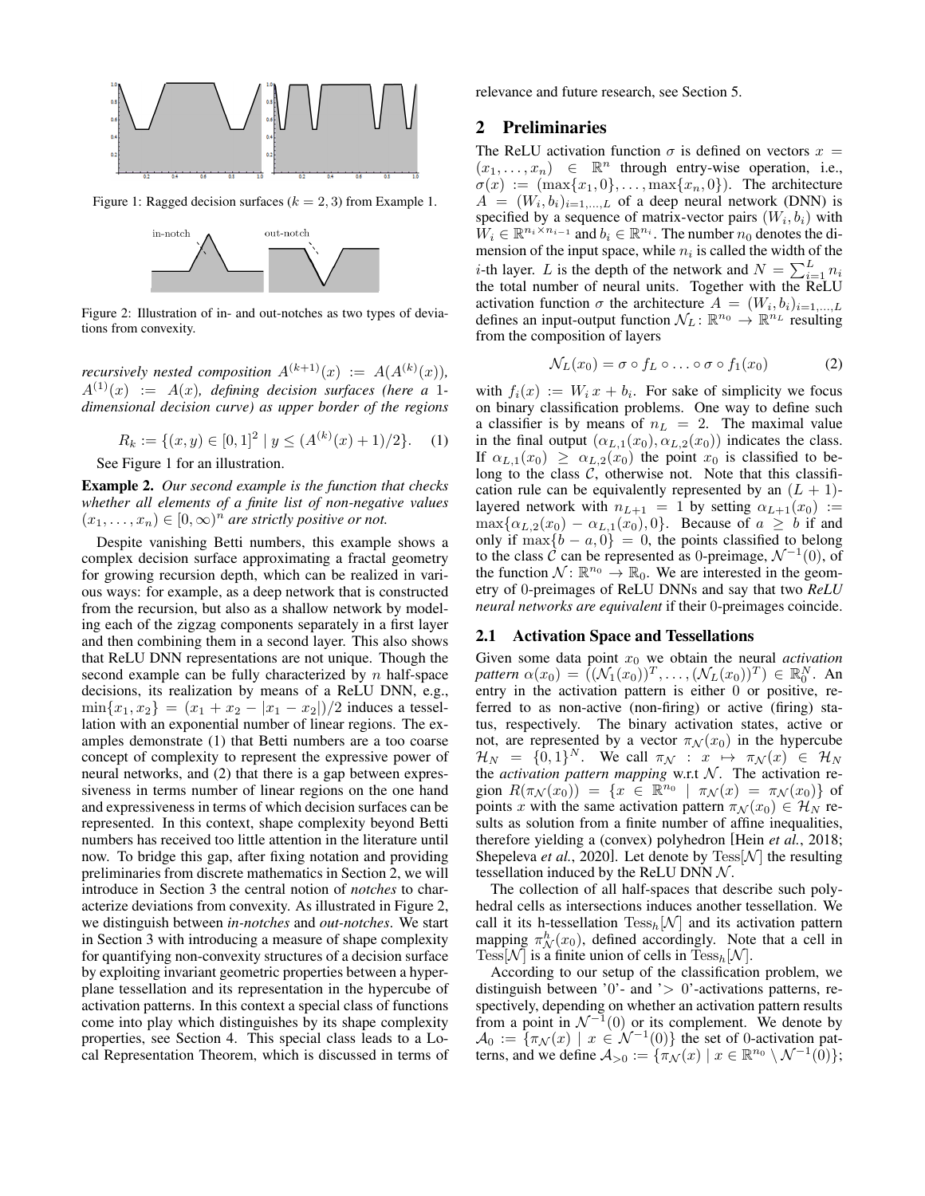Figure 1: Ragged decision surfaces ($k = 2, 3$) from Example 1.

Figure 2: Illustration of in- and out-notches as two types of deviations from convexity.

*recursively nested composition $A^{(k+1)}(x) := A(A^{(k)}(x))$, $A^{(1)}(x) := A(x)$, defining decision surfaces (here a 1-dimensional decision curve) as upper border of the regions*

$$R_k := \{(x, y) \in [0, 1]^2 \mid y \leq (A^{(k)}(x) + 1)/2\}. \quad (1)$$

See Figure 1 for an illustration.

**Example 2.** *Our second example is the function that checks whether all elements of a finite list of non-negative values $(x_1, \ldots, x_n) \in [0, \infty)^n$ are strictly positive or not.*

Despite vanishing Betti numbers, this example shows a complex decision surface approximating a fractal geometry for growing recursion depth, which can be realized in various ways: for example, as a deep network that is constructed from the recursion, but also as a shallow network by modeling each of the zigzag components separately in a first layer and then combining them in a second layer. This also shows that ReLU DNN representations are not unique. Though the second example can be fully characterized by $n$ half-space decisions, its realization by means of a ReLU DNN, e.g., $\min\{x_1, x_2\} = (x_1 + x_2 - |x_1 - x_2|)/2$ induces a tessellation with an exponential number of linear regions. The examples demonstrate (1) that Betti numbers are a too coarse concept of complexity to represent the expressive power of neural networks, and (2) that there is a gap between expressiveness in terms number of linear regions on the one hand and expressiveness in terms of which decision surfaces can be represented. In this context, shape complexity beyond Betti numbers has received too little attention in the literature until now. To bridge this gap, after fixing notation and providing preliminaries from discrete mathematics in Section 2, we will introduce in Section 3 the central notion of *notches* to characterize deviations from convexity. As illustrated in Figure 2, we distinguish between *in-notches* and *out-notches*. We start in Section 3 with introducing a measure of shape complexity for quantifying non-convexity structures of a decision surface by exploiting invariant geometric properties between a hyperplane tessellation and its representation in the hypercube of activation patterns. In this context a special class of functions come into play which distinguishes by its shape complexity properties, see Section 4. This special class leads to a Local Representation Theorem, which is discussed in terms of relevance and future research, see Section 5.

## 2 Preliminaries

The ReLU activation function $\sigma$ is defined on vectors $x = (x_1, \ldots, x_n) \in \mathbb{R}^n$ through entry-wise operation, i.e., $\sigma(x) := (\max\{x_1, 0\}, \ldots, \max\{x_n, 0\})$. The architecture $A = (W_i, b_i)_{i=1,\ldots,L}$ of a deep neural network (DNN) is specified by a sequence of matrix-vector pairs $(W_i, b_i)$ with $W_i \in \mathbb{R}^{n_i \times n_{i-1}}$ and $b_i \in \mathbb{R}^{n_i}$. The number $n_0$ denotes the dimension of the input space, while $n_i$ is called the width of the $i$-th layer. $L$ is the depth of the network and $N = \sum_{i=1}^{L} n_i$ the total number of neural units. Together with the ReLU activation function $\sigma$ the architecture $A = (W_i, b_i)_{i=1,\ldots,L}$ defines an input-output function $\mathcal{N}_L : \mathbb{R}^{n_0} \to \mathbb{R}^{n_L}$ resulting from the composition of layers

$$\mathcal{N}_L(x_0) = \sigma \circ f_L \circ \ldots \circ \sigma \circ f_1(x_0) \quad (2)$$

with $f_i(x) := W_i\, x + b_i$. For sake of simplicity we focus on binary classification problems. One way to define such a classifier is by means of $n_L = 2$. The maximal value in the final output $(\alpha_{L,1}(x_0), \alpha_{L,2}(x_0))$ indicates the class. If $\alpha_{L,1}(x_0) \geq \alpha_{L,2}(x_0)$ the point $x_0$ is classified to belong to the class $\mathcal{C}$, otherwise not. Note that this classification rule can be equivalently represented by an $(L + 1)$-layered network with $n_{L+1} = 1$ by setting $\alpha_{L+1}(x_0) := \max\{\alpha_{L,2}(x_0) - \alpha_{L,1}(x_0), 0\}$. Because of $a \geq b$ if and only if $\max\{b - a, 0\} = 0$, the points classified to belong to the class $\mathcal{C}$ can be represented as 0-preimage, $\mathcal{N}^{-1}(0)$, of the function $\mathcal{N} : \mathbb{R}^{n_0} \to \mathbb{R}_0$. We are interested in the geometry of 0-preimages of ReLU DNNs and say that two ***ReLU neural networks are equivalent*** if their 0-preimages coincide.

### 2.1 Activation Space and Tessellations

Given some data point $x_0$ we obtain the neural *activation pattern* $\alpha(x_0) = ((\mathcal{N}_1(x_0))^T, \ldots, (\mathcal{N}_L(x_0))^T) \in \mathbb{R}_0^N$. An entry in the activation pattern is either 0 or positive, referred to as non-active (non-firing) or active (firing) status, respectively. The binary activation states, active or not, are represented by a vector $\pi_{\mathcal{N}}(x_0)$ in the hypercube $\mathcal{H}_N = \{0, 1\}^N$. We call $\pi_{\mathcal{N}} : x \mapsto \pi_{\mathcal{N}}(x) \in \mathcal{H}_N$ the *activation pattern mapping* w.r.t $\mathcal{N}$. The activation region $R(\pi_{\mathcal{N}}(x_0)) = \{x \in \mathbb{R}^{n_0} \mid \pi_{\mathcal{N}}(x) = \pi_{\mathcal{N}}(x_0)\}$ of points $x$ with the same activation pattern $\pi_{\mathcal{N}}(x_0) \in \mathcal{H}_N$ results as solution from a finite number of affine inequalities, therefore yielding a (convex) polyhedron [Hein *et al.*, 2018; Shepeleva *et al.*, 2020]. Let denote by $\mathrm{Tess}[\mathcal{N}]$ the resulting tessellation induced by the ReLU DNN $\mathcal{N}$.

The collection of all half-spaces that describe such polyhedral cells as intersections induces another tessellation. We call it its h-tessellation $\mathrm{Tess}_h[\mathcal{N}]$ and its activation pattern mapping $\pi^h_{\mathcal{N}}(x_0)$, defined accordingly. Note that a cell in $\mathrm{Tess}[\mathcal{N}]$ is a finite union of cells in $\mathrm{Tess}_h[\mathcal{N}]$.

According to our setup of the classification problem, we distinguish between '0'- and '$> 0$'-activations patterns, respectively, depending on whether an activation pattern results from a point in $\mathcal{N}^{-1}(0)$ or its complement. We denote by $\mathcal{A}_0 := \{\pi_{\mathcal{N}}(x) \mid x \in \mathcal{N}^{-1}(0)\}$ the set of 0-activation patterns, and we define $\mathcal{A}_{>0} := \{\pi_{\mathcal{N}}(x) \mid x \in \mathbb{R}^{n_0} \setminus \mathcal{N}^{-1}(0)\}$;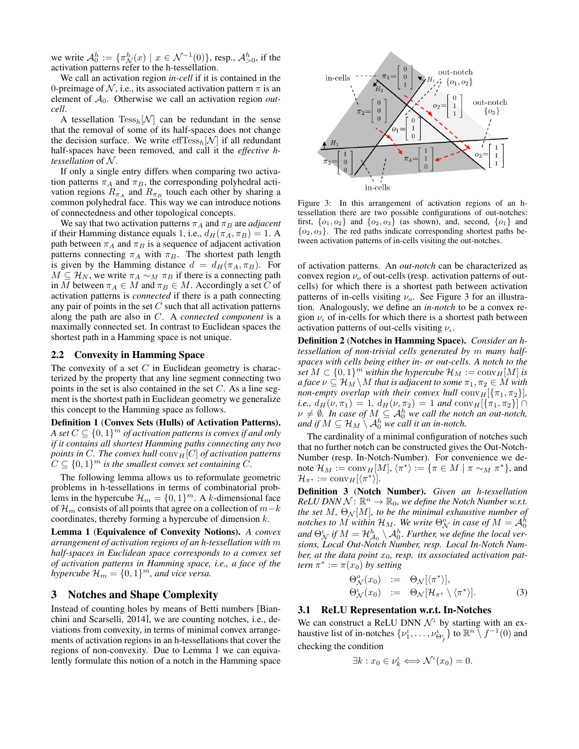we write $\mathcal{A}_0^h := \{\pi_{\mathcal{N}}^h(x) \mid x \in \mathcal{N}^{-1}(0)\}$, resp., $\mathcal{A}_{>0}^h$, if the activation patterns refer to the h-tessellation.

We call an activation region *in-cell* if it is contained in the 0-preimage of $\mathcal{N}$, i.e., its associated activation pattern $\pi$ is an element of $\mathcal{A}_0$. Otherwise we call an activation region *out-cell*.

A tessellation $\mathrm{Tess}_h[\mathcal{N}]$ can be redundant in the sense that the removal of some of its half-spaces does not change the decision surface. We write $\mathrm{effTess}_h[\mathcal{N}]$ if all redundant half-spaces have been removed, and call it the *effective h-tessellation* of $\mathcal{N}$.

If only a single entry differs when comparing two activation patterns $\pi_A$ and $\pi_B$, the corresponding polyhedral activation regions $R_{\pi_A}$ and $R_{\pi_B}$ touch each other by sharing a common polyhedral face. This way we can introduce notions of connectedness and other topological concepts.

We say that two activation patterns $\pi_A$ and $\pi_B$ are *adjacent* if their Hamming distance equals 1, i.e., $d_H(\pi_A, \pi_B) = 1$. A path between $\pi_A$ and $\pi_B$ is a sequence of adjacent activation patterns connecting $\pi_A$ with $\pi_B$. The shortest path length is given by the Hamming distance $d = d_H(\pi_A, \pi_B)$. For $M \subseteq \mathcal{H}_N$, we write $\pi_A \sim_M \pi_B$ if there is a connecting path in $M$ between $\pi_A \in M$ and $\pi_B \in M$. Accordingly a set $C$ of activation patterns is *connected* if there is a path connecting any pair of points in the set $C$ such that all activation patterns along the path are also in $C$. A *connected component* is a maximally connected set. In contrast to Euclidean spaces the shortest path in a Hamming space is not unique.

## 2.2 Convexity in Hamming Space

The convexity of a set $C$ in Euclidean geometry is characterized by the property that any line segment connecting two points in the set is also contained in the set $C$. As a line segment is the shortest path in Euclidean geometry we generalize this concept to the Hamming space as follows.

**Definition 1 (Convex Sets (Hulls) of Activation Patterns).** *A set $C \subseteq \{0,1\}^m$ of activation patterns is convex if and only if it contains all shortest Hamming paths connecting any two points in $C$. The convex hull $\mathrm{conv}_H[C]$ of activation patterns $C \subseteq \{0,1\}^m$ is the smallest convex set containing $C$.*

The following lemma allows us to reformulate geometric problems in h-tessellations in terms of combinatorial problems in the hypercube $\mathcal{H}_m = \{0,1\}^m$. A $k$-dimensional face of $\mathcal{H}_m$ consists of all points that agree on a collection of $m-k$ coordinates, thereby forming a hypercube of dimension $k$.

**Lemma 1 (Equivalence of Convexity Notions).** *A convex arrangement of activation regions of an h-tessellation with $m$ half-spaces in Euclidean space corresponds to a convex set of activation patterns in Hamming space, i.e., a face of the hypercube $\mathcal{H}_m = \{0,1\}^m$, and vice versa.*

# 3 Notches and Shape Complexity

Instead of counting holes by means of Betti numbers [Bianchini and Scarselli, 2014], we are counting notches, i.e., deviations from convexity, in terms of minimal convex arrangements of activation regions in an h-tessellations that cover the regions of non-convexity. Due to Lemma 1 we can equivalently formulate this notion of a notch in the Hamming space of activation patterns. An *out-notch* can be characterized as convex region $\nu_o$ of out-cells (resp. activation patterns of out-cells) for which there is a shortest path between activation patterns of in-cells visiting $\nu_o$. See Figure 3 for an illustration. Analogously, we define an *in-notch* to be a convex region $\nu_\iota$ of in-cells for which there is a shortest path between activation patterns of out-cells visiting $\nu_\iota$.

Figure 3: In this arrangement of activation regions of an h-tessellation there are two possible configurations of out-notches: first, $\{o_1, o_2\}$ and $\{o_2, o_3\}$ (as shown), and, second, $\{o_1\}$ and $\{o_2, o_3\}$. The red paths indicate corresponding shortest paths between activation patterns of in-cells visiting the out-notches.

**Definition 2 (Notches in Hamming Space).** *Consider an h-tessellation of non-trivial cells generated by $m$ many half-spaces with cells being either in- or out-cells. A notch to the set $M \subset \{0,1\}^m$ within the hypercube $\mathcal{H}_M := \mathrm{conv}_H[M]$ is a face $\nu \subseteq \mathcal{H}_M \setminus M$ that is adjacent to some $\pi_1, \pi_2 \in M$ with non-empty overlap with their convex hull $\mathrm{conv}_H[\{\pi_1, \pi_2\}]$, i.e., $d_H(\nu, \pi_1) = 1$, $d_H(\nu, \pi_2) = 1$ and $\mathrm{conv}_H[\{\pi_1, \pi_2\}] \cap \nu \neq \emptyset$. In case of $M \subseteq \mathcal{A}_0^h$ we call the notch an out-notch, and if $M \subseteq \mathcal{H}_M \setminus \mathcal{A}_0^h$ we call it an in-notch.*

The cardinality of a minimal configuration of notches such that no further notch can be constructed gives the Out-Notch-Number (resp. In-Notch-Number). For convenience we denote $\mathcal{H}_M := \mathrm{conv}_H[M]$, $\langle \pi^* \rangle := \{\pi \in M \mid \pi \sim_M \pi^*\}$, and $\mathcal{H}_{\pi^*} := \mathrm{conv}_H[\langle \pi^* \rangle]$.

**Definition 3 (Notch Number).** *Given an h-tessellation ReLU DNN $\mathcal{N}\colon \mathbb{R}^n \to \mathbb{R}_0$, we define the Notch Number w.r.t. the set $M$, $\Theta_{\mathcal{N}}[M]$, to be the minimal exhaustive number of notches to $M$ within $\mathcal{H}_M$. We write $\Theta_{\mathcal{N}}^o$ in case of $M = \mathcal{A}_0^h$ and $\Theta_{\mathcal{N}}^\iota$ if $M = \mathcal{H}_{\mathcal{A}_0}^h \setminus \mathcal{A}_0^h$. Further, we define the local versions, Local Out-Notch Number, resp. Local In-Notch Number, at the data point $x_0$, resp. its associated activation pattern $\pi^* := \pi(x_0)$ by setting*

$$
\begin{aligned}
\Theta_{\mathcal{N}}^o(x_0) &:= \Theta_{\mathcal{N}}[\langle \pi^* \rangle], \\
\Theta_{\mathcal{N}}^\iota(x_0) &:= \Theta_{\mathcal{N}}[\mathcal{H}_{\pi^*} \setminus \langle \pi^* \rangle].
\end{aligned}
\tag{3}
$$

## 3.1 ReLU Representation w.r.t. In-Notches

We can construct a ReLU DNN $\mathcal{N}^\iota$ by starting with an exhaustive list of in-notches $\{\nu_1^\iota, \dots, \nu_{\Theta_f^\iota}^\iota\}$ to $\mathbb{R}^n \setminus f^{-1}(0)$ and checking the condition

$$\exists k : x_0 \in \nu_k^\iota \Longleftrightarrow \mathcal{N}^\iota(x_0) = 0.$$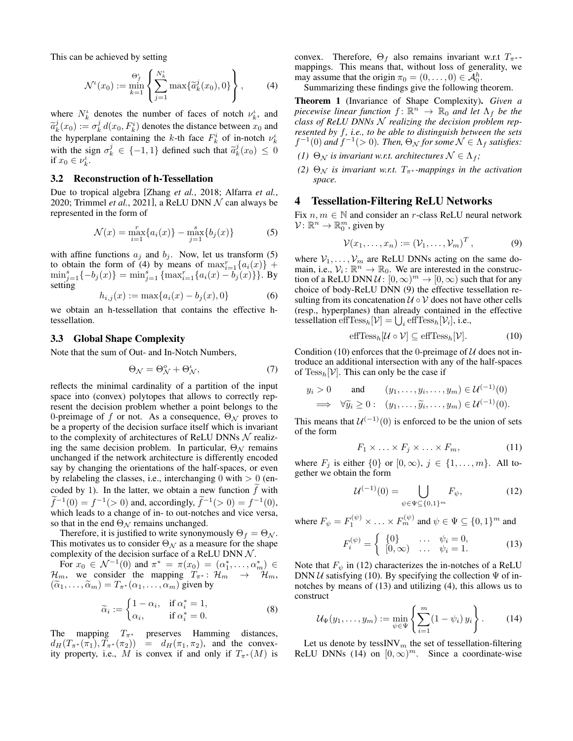This can be achieved by setting

$$\mathcal{N}^{\iota}(x_0) := \min_{k=1}^{\Theta_f^{\iota}} \left\{ \sum_{j=1}^{N_k^{\iota}} \max\{\widetilde{a}_k^j(x_0), 0\} \right\}, \tag{4}$$

where $N_k^{\iota}$ denotes the number of faces of notch $\nu_k^{\iota}$, and $\widetilde{a}_k^j(x_0) := \sigma_k^j\, d(x_0, F_k^i)$ denotes the distance between $x_0$ and the hyperplane containing the $k$-th face $F_k^i$ of in-notch $\nu_k^{\iota}$ with the sign $\sigma_k^j \in \{-1, 1\}$ defined such that $\widetilde{a}_k^j(x_0) \leq 0$ if $x_0 \in \nu_k^{\iota}$.

### 3.2 Reconstruction of h-Tessellation

Due to tropical algebra [Zhang *et al.*, 2018; Alfarra *et al.*, 2020; Trimmel *et al.*, 2021], a ReLU DNN $\mathcal{N}$ can always be represented in the form of

$$\mathcal{N}(x) = \max_{i=1}^{r}\{a_i(x)\} - \max_{j=1}^{s}\{b_j(x)\} \tag{5}$$

with affine functions $a_j$ and $b_j$. Now, let us transform (5) to obtain the form of (4) by means of $\max_{i=1}^{r}\{a_i(x)\} + \min_{j=1}^{s}\{-b_j(x)\} = \min_{j=1}^{s}\{\max_{i=1}^{r}\{a_i(x) - b_j(x)\}\}$. By setting

$$h_{i,j}(x) := \max\{a_i(x) - b_j(x), 0\} \tag{6}$$

we obtain an h-tessellation that contains the effective h-tessellation.

### 3.3 Global Shape Complexity

Note that the sum of Out- and In-Notch Numbers,

$$\Theta_{\mathcal{N}} = \Theta_{\mathcal{N}}^{o} + \Theta_{\mathcal{N}}^{\iota}, \tag{7}$$

reflects the minimal cardinality of a partition of the input space into (convex) polytopes that allows to correctly represent the decision problem whether a point belongs to the 0-preimage of $f$ or not. As a consequence, $\Theta_{\mathcal{N}}$ proves to be a property of the decision surface itself which is invariant to the complexity of architectures of ReLU DNNs $\mathcal{N}$ realizing the same decision problem. In particular, $\Theta_{\mathcal{N}}$ remains unchanged if the network architecture is differently encoded say by changing the orientations of the half-spaces, or even by relabeling the classes, i.e., interchanging 0 with $> 0$ (encoded by 1). In the latter, we obtain a new function $\widetilde{f}$ with $\widetilde{f}^{-1}(0) = f^{-1}(>0)$ and, accordingly, $\widetilde{f}^{-1}(>0) = f^{-1}(0)$, which leads to a change of in- to out-notches and vice versa, so that in the end $\Theta_{\mathcal{N}}$ remains unchanged.

Therefore, it is justified to write synonymously $\Theta_f = \Theta_{\mathcal{N}}$. This motivates us to consider $\Theta_{\mathcal{N}}$ as a measure for the shape complexity of the decision surface of a ReLU DNN $\mathcal{N}$.

For $x_0 \in \mathcal{N}^{-1}(0)$ and $\pi^* = \pi(x_0) = (\alpha_1^*, \ldots, \alpha_m^*) \in \mathcal{H}_m$, we consider the mapping $T_{\pi^*}\colon \mathcal{H}_m \to \mathcal{H}_m$, $(\widetilde{\alpha}_1, \ldots, \widetilde{\alpha}_m) = T_{\pi^*}(\alpha_1, \ldots, \alpha_m)$ given by

$$\widetilde{\alpha}_i := \begin{cases} 1 - \alpha_i, & \text{if } \alpha_i^* = 1, \\ \alpha_i, & \text{if } \alpha_i^* = 0. \end{cases} \tag{8}$$

The mapping $T_{\pi^*}$ preserves Hamming distances, $d_H(T_{\pi^*}(\pi_1), T_{\pi^*}(\pi_2)) = d_H(\pi_1, \pi_2)$, and the convexity property, i.e., $M$ is convex if and only if $T_{\pi^*}(M)$ is convex. Therefore, $\Theta_f$ also remains invariant w.r.t $T_{\pi^*}$-mappings. This means that, without loss of generality, we may assume that the origin $\pi_0 = (0, \ldots, 0) \in \mathcal{A}_0^h$.

Summarizing these findings give the following theorem.

**Theorem 1** (Invariance of Shape Complexity)**.** *Given a piecewise linear function $f\colon \mathbb{R}^n \to \mathbb{R}_0$ and let $\Lambda_f$ be the class of ReLU DNNs $\mathcal{N}$ realizing the decision problem represented by $f$, i.e., to be able to distinguish between the sets $f^{-1}(0)$ and $f^{-1}(>0)$. Then, $\Theta_{\mathcal{N}}$ for some $\mathcal{N} \in \Lambda_f$ satisfies:*

*(1) $\Theta_{\mathcal{N}}$ is invariant w.r.t. architectures $\mathcal{N} \in \Lambda_f$;*

*(2) $\Theta_{\mathcal{N}}$ is invariant w.r.t. $T_{\pi^*}$-mappings in the activation space.*

## 4 Tessellation-Filtering ReLU Networks

Fix $n, m \in \mathbb{N}$ and consider an $r$-class ReLU neural network $\mathcal{V}\colon \mathbb{R}^n \to \mathbb{R}_0^m$, given by

$$\mathcal{V}(x_1, \ldots, x_n) := (\mathcal{V}_1, \ldots, \mathcal{V}_m)^T, \tag{9}$$

where $\mathcal{V}_1, \ldots, \mathcal{V}_m$ are ReLU DNNs acting on the same domain, i.e., $\mathcal{V}_i\colon \mathbb{R}^n \to \mathbb{R}_0$. We are interested in the construction of a ReLU DNN $\mathcal{U}\colon [0,\infty)^m \to [0,\infty)$ such that for any choice of body-ReLU DNN (9) the effective tessellation resulting from its concatenation $\mathcal{U} \circ \mathcal{V}$ does not have other cells (resp., hyperplanes) than already contained in the effective tessellation $\mathrm{effTess}_h[\mathcal{V}] = \bigcup_i \mathrm{effTess}_h[\mathcal{V}_i]$, i.e.,

$$\mathrm{effTess}_h[\mathcal{U} \circ \mathcal{V}] \subseteq \mathrm{effTess}_h[\mathcal{V}]. \tag{10}$$

Condition (10) enforces that the 0-preimage of $\mathcal{U}$ does not introduce an additional intersection with any of the half-spaces of $\mathrm{Tess}_h[\mathcal{V}]$. This can only be the case if

$$\begin{aligned} y_i > 0 \quad &\text{and} \quad (y_1, \ldots, y_i, \ldots, y_m) \in \mathcal{U}^{(-1)}(0) \\ \implies \forall \widetilde{y}_i \geq 0: &\quad (y_1, \ldots, \widetilde{y}_i, \ldots, y_m) \in \mathcal{U}^{(-1)}(0). \end{aligned}$$

This means that $\mathcal{U}^{(-1)}(0)$ is enforced to be the union of sets of the form

$$F_1 \times \ldots \times F_j \times \ldots \times F_m, \tag{11}$$

where $F_j$ is either $\{0\}$ or $[0,\infty)$, $j \in \{1, \ldots, m\}$. All together we obtain the form

$$\mathcal{U}^{(-1)}(0) = \bigcup_{\psi \in \Psi \subseteq \{0,1\}^m} F_\psi, \tag{12}$$

where $F_\psi = F_1^{(\psi)} \times \ldots \times F_m^{(\psi)}$ and $\psi \in \Psi \subseteq \{0,1\}^m$ and

$$F_i^{(\psi)} = \begin{cases} \{0\} & \ldots \quad \psi_i = 0, \\ [0,\infty) & \ldots \quad \psi_i = 1. \end{cases} \tag{13}$$

Note that $F_\psi$ in (12) characterizes the in-notches of a ReLU DNN $\mathcal{U}$ satisfying (10). By specifying the collection $\Psi$ of in-notches by means of (13) and utilizing (4), this allows us to construct

$$\mathcal{U}_\Psi(y_1, \ldots, y_m) := \min_{\psi \in \Psi} \left\{ \sum_{i=1}^{m} (1 - \psi_i)\, y_i \right\}. \tag{14}$$

Let us denote by $\mathrm{tessINV}_m$ the set of tessellation-filtering ReLU DNNs (14) on $[0,\infty)^m$. Since a coordinate-wise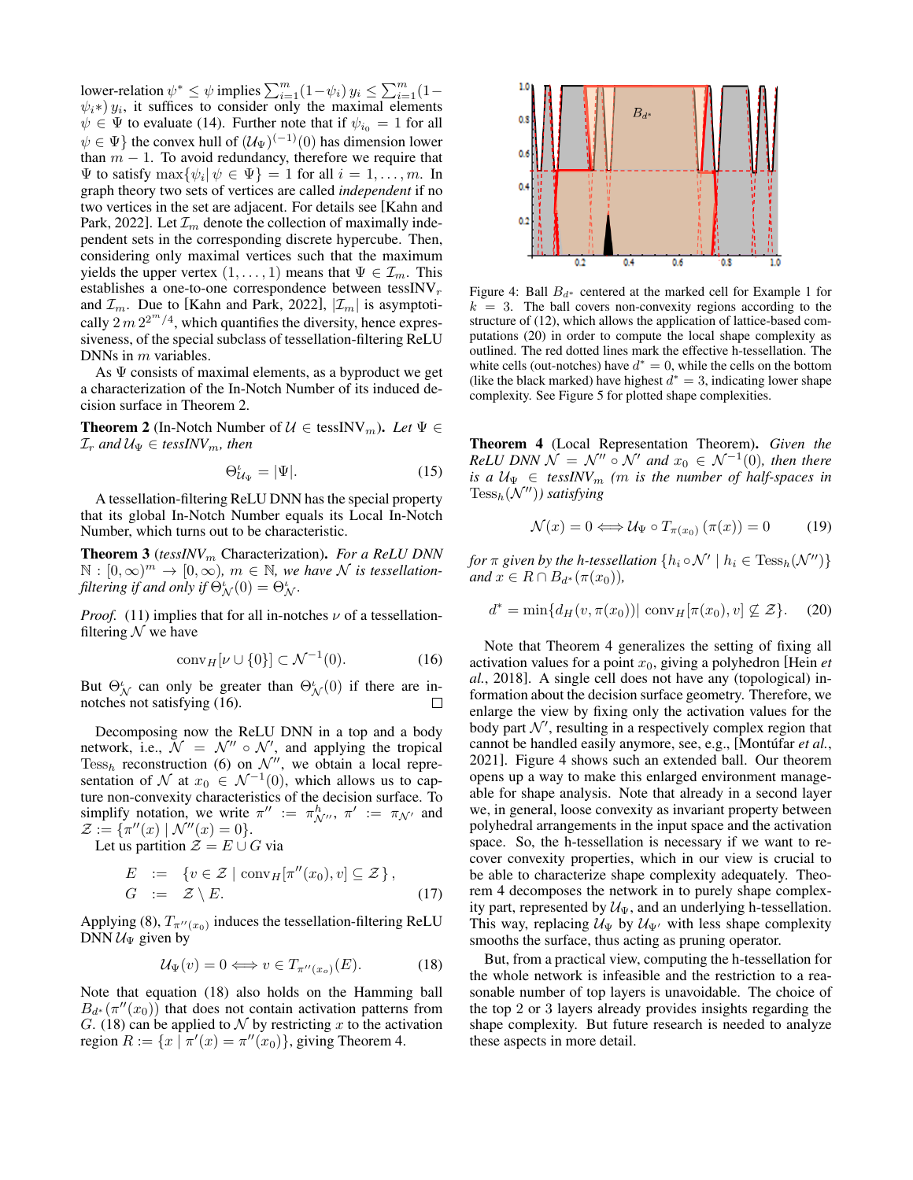lower-relation $\psi^* \leq \psi$ implies $\sum_{i=1}^{m}(1-\psi_i)\, y_i \leq \sum_{i=1}^{m}(1-\psi_i*)\, y_i$, it suffices to consider only the maximal elements $\psi \in \Psi$ to evaluate (14). Further note that if $\psi_{i_0} = 1$ for all $\psi \in \Psi\}$ the convex hull of $(\mathcal{U}_\Psi)^{(-1)}(0)$ has dimension lower than $m-1$. To avoid redundancy, therefore we require that $\Psi$ to satisfy $\max\{\psi_i | \, \psi \in \Psi\} = 1$ for all $i = 1, \ldots, m$. In graph theory two sets of vertices are called *independent* if no two vertices in the set are adjacent. For details see [Kahn and Park, 2022]. Let $\mathcal{I}_m$ denote the collection of maximally independent sets in the corresponding discrete hypercube. Then, considering only maximal vertices such that the maximum yields the upper vertex $(1, \ldots, 1)$ means that $\Psi \in \mathcal{I}_m$. This establishes a one-to-one correspondence between $\mathrm{tessINV}_r$ and $\mathcal{I}_m$. Due to [Kahn and Park, 2022], $|\mathcal{I}_m|$ is asymptotically $2\, m\, 2^{2^m/4}$, which quantifies the diversity, hence expressiveness, of the special subclass of tessellation-filtering ReLU DNNs in $m$ variables.

As $\Psi$ consists of maximal elements, as a byproduct we get a characterization of the In-Notch Number of its induced decision surface in Theorem 2.

**Theorem 2** (In-Notch Number of $\mathcal{U} \in \mathrm{tessINV}_m$). *Let $\Psi \in \mathcal{I}_r$ and $\mathcal{U}_\Psi \in$ tessINV$_m$, then*

$$\Theta^{\iota}_{\mathcal{U}_\Psi} = |\Psi|. \tag{15}$$

A tessellation-filtering ReLU DNN has the special property that its global In-Notch Number equals its Local In-Notch Number, which turns out to be characteristic.

**Theorem 3** (*tessINV$_m$* Characterization). *For a ReLU DNN $\mathbb{N} : [0,\infty)^m \to [0,\infty)$, $m \in \mathbb{N}$, we have $\mathcal{N}$ is tessellation-filtering if and only if $\Theta^{\iota}_{\mathcal{N}}(0) = \Theta^{\iota}_{\mathcal{N}}$.*

*Proof.* (11) implies that for all in-notches $\nu$ of a tessellation-filtering $\mathcal{N}$ we have

$$\mathrm{conv}_H[\nu \cup \{0\}] \subset \mathcal{N}^{-1}(0). \tag{16}$$

But $\Theta^{\iota}_{\mathcal{N}}$ can only be greater than $\Theta^{\iota}_{\mathcal{N}}(0)$ if there are in-notches not satisfying (16). $\square$

Decomposing now the ReLU DNN in a top and a body network, i.e., $\mathcal{N} = \mathcal{N}'' \circ \mathcal{N}'$, and applying the tropical $\mathrm{Tess}_h$ reconstruction (6) on $\mathcal{N}''$, we obtain a local representation of $\mathcal{N}$ at $x_0 \in \mathcal{N}^{-1}(0)$, which allows us to capture non-convexity characteristics of the decision surface. To simplify notation, we write $\pi'' := \pi^h_{\mathcal{N}''}$, $\pi' := \pi_{\mathcal{N}'}$ and $\mathcal{Z} := \{\pi''(x) \mid \mathcal{N}''(x) = 0\}$.

Let us partition $\mathcal{Z} = E \cup G$ via

$$\begin{aligned} E &:= \{v \in \mathcal{Z} \mid \mathrm{conv}_H[\pi''(x_0), v] \subseteq \mathcal{Z}\}, \\ G &:= \mathcal{Z} \setminus E. \end{aligned} \tag{17}$$

Applying (8), $T_{\pi''(x_0)}$ induces the tessellation-filtering ReLU DNN $\mathcal{U}_\Psi$ given by

$$\mathcal{U}_\Psi(v) = 0 \Longleftrightarrow v \in T_{\pi''(x_o)}(E). \tag{18}$$

Note that equation (18) also holds on the Hamming ball $B_{d^*}(\pi''(x_0))$ that does not contain activation patterns from $G$. (18) can be applied to $\mathcal{N}$ by restricting $x$ to the activation region $R := \{x \mid \pi'(x) = \pi''(x_0)\}$, giving Theorem 4.

Figure 4: Ball $B_{d^*}$ centered at the marked cell for Example 1 for $k = 3$. The ball covers non-convexity regions according to the structure of (12), which allows the application of lattice-based computations (20) in order to compute the local shape complexity as outlined. The red dotted lines mark the effective h-tessellation. The white cells (out-notches) have $d^* = 0$, while the cells on the bottom (like the black marked) have highest $d^* = 3$, indicating lower shape complexity. See Figure 5 for plotted shape complexities.

**Theorem 4** (Local Representation Theorem). *Given the ReLU DNN $\mathcal{N} = \mathcal{N}'' \circ \mathcal{N}'$ and $x_0 \in \mathcal{N}^{-1}(0)$, then there is a $\mathcal{U}_\Psi \in$ tessINV$_m$ ($m$ is the number of half-spaces in $\mathrm{Tess}_h(\mathcal{N}'')$) satisfying*

$$\mathcal{N}(x) = 0 \Longleftrightarrow \mathcal{U}_\Psi \circ T_{\pi(x_0)}\,(\pi(x)) = 0 \tag{19}$$

*for $\pi$ given by the h-tessellation $\{h_i \circ \mathcal{N}' \mid h_i \in \mathrm{Tess}_h(\mathcal{N}'')\}$ and $x \in R \cap B_{d^*}(\pi(x_0))$,*

$$d^* = \min\{d_H(v, \pi(x_0)) |\ \mathrm{conv}_H[\pi(x_0), v] \not\subseteq \mathcal{Z}\}. \tag{20}$$

Note that Theorem 4 generalizes the setting of fixing all activation values for a point $x_0$, giving a polyhedron [Hein *et al.*, 2018]. A single cell does not have any (topological) information about the decision surface geometry. Therefore, we enlarge the view by fixing only the activation values for the body part $\mathcal{N}'$, resulting in a respectively complex region that cannot be handled easily anymore, see, e.g., [Montúfar *et al.*, 2021]. Figure 4 shows such an extended ball. Our theorem opens up a way to make this enlarged environment manageable for shape analysis. Note that already in a second layer we, in general, loose convexity as invariant property between polyhedral arrangements in the input space and the activation space. So, the h-tessellation is necessary if we want to recover convexity properties, which in our view is crucial to be able to characterize shape complexity adequately. Theorem 4 decomposes the network in to purely shape complexity part, represented by $\mathcal{U}_\Psi$, and an underlying h-tessellation. This way, replacing $\mathcal{U}_\Psi$ by $\mathcal{U}_{\Psi'}$ with less shape complexity smooths the surface, thus acting as pruning operator.

But, from a practical view, computing the h-tessellation for the whole network is infeasible and the restriction to a reasonable number of top layers is unavoidable. The choice of the top 2 or 3 layers already provides insights regarding the shape complexity. But future research is needed to analyze these aspects in more detail.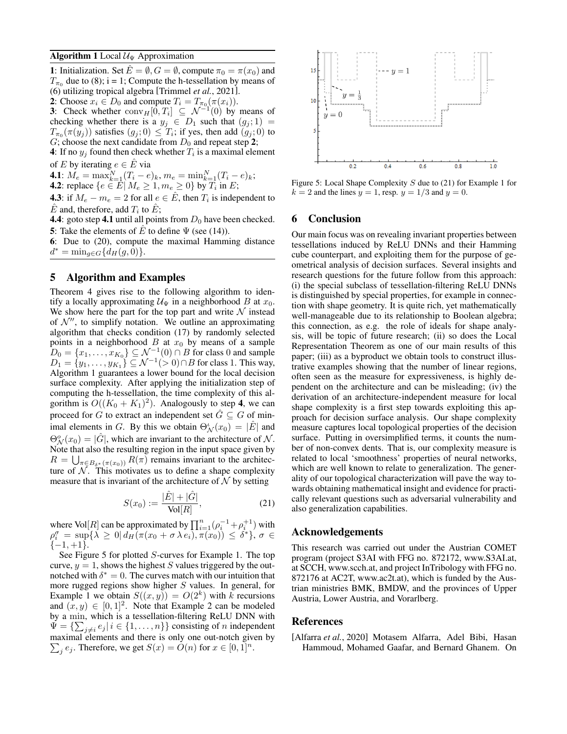**Algorithm 1** Local $\mathcal{U}_\Psi$ Approximation

**1**: Initialization. Set $\hat{E} = \emptyset, G = \emptyset$, compute $\pi_0 = \pi(x_0)$ and $T_{\pi_0}$ due to (8); i = 1; Compute the h-tessellation by means of (6) utilizing tropical algebra [Trimmel *et al.*, 2021].

**2**: Choose $x_i \in D_0$ and compute $T_i = T_{\pi_0}(\pi(x_i))$.

**3**: Check whether $\mathrm{conv}_H[0, T_i] \subseteq \mathcal{N}^{-1}(0)$ by means of checking whether there is a $y_j \in D_1$ such that $(g_j; 1) = T_{\pi_0}(\pi(y_j))$ satisfies $(g_j; 0) \leq T_i$; if yes, then add $(g_j; 0)$ to $G$; choose the next candidate from $D_0$ and repeat step **2**;

**4**: If no $y_j$ found then check whether $T_i$ is a maximal element of $E$ by iterating $e \in \hat{E}$ via

**4.1**: $M_e = \max_{k=1}^N (T_i - e)_k$, $m_e = \min_{k=1}^N (T_i - e)_k$;

**4.2**: replace $\{e \in E | M_e \geq 1, m_e \geq 0\}$ by $T_i$ in $E$;

**4.3**: if $M_e - m_e = 2$ for all $e \in \hat{E}$, then $T_i$ is independent to $\hat{E}$ and, therefore, add $T_i$ to $\hat{E}$;

**4.4**: goto step **4.1** until all points from $D_0$ have been checked.

**5**: Take the elements of $\hat{E}$ to define $\Psi$ (see (14)).

**6**: Due to (20), compute the maximal Hamming distance $d^* = \min_{g \in G}\{d_H(g, 0)\}$.

## 5 Algorithm and Examples

Theorem 4 gives rise to the following algorithm to identify a locally approximating $\mathcal{U}_\Psi$ in a neighborhood $B$ at $x_0$. We show here the part for the top part and write $\mathcal{N}$ instead of $\mathcal{N}''$, to simplify notation. We outline an approximating algorithm that checks condition (17) by randomly selected points in a neighborhood $B$ at $x_0$ by means of a sample $D_0 = \{x_1, \ldots, x_{K_0}\} \subseteq \mathcal{N}^{-1}(0) \cap B$ for class 0 and sample $D_1 = \{y_1, \ldots, y_{K_1}\} \subseteq \mathcal{N}^{-1}(>0) \cap B$ for class 1. This way, Algorithm 1 guarantees a lower bound for the local decision surface complexity. After applying the initialization step of computing the h-tessellation, the time complexity of this algorithm is $O((K_0 + K_1)^2)$. Analogously to step **4**, we can proceed for $G$ to extract an independent set $\hat{G} \subseteq G$ of minimal elements in $G$. By this we obtain $\Theta^{\iota}_{\mathcal{N}}(x_0) = |\hat{E}|$ and $\Theta^{o}_{\mathcal{N}}(x_0) = |\hat{G}|$, which are invariant to the architecture of $\mathcal{N}$. Note that also the resulting region in the input space given by $R = \bigcup_{\pi \in B_{\delta^*}(\pi(x_0))} R(\pi)$ remains invariant to the architecture of $\mathcal{N}$. This motivates us to define a shape complexity measure that is invariant of the architecture of $\mathcal{N}$ by setting

$$S(x_0) := \frac{|\hat{E}| + |\hat{G}|}{\mathrm{Vol}[R]}, \tag{21}$$

where $\mathrm{Vol}[R]$ can be approximated by $\prod_{i=1}^n (\rho_i^{-1} + \rho_i^{+1})$ with $\rho_i^\sigma = \sup\{\lambda \geq 0 | \, d_H(\pi(x_0 + \sigma \lambda e_i), \pi(x_0)) \leq \delta^*\}$, $\sigma \in \{-1, +1\}$.

See Figure 5 for plotted $S$-curves for Example 1. The top curve, $y = 1$, shows the highest $S$ values triggered by the outnotched with $\delta^* = 0$. The curves match with our intuition that more rugged regions show higher $S$ values. In general, for Example 1 we obtain $S((x, y)) = O(2^k)$ with $k$ recursions and $(x, y) \in [0, 1]^2$. Note that Example 2 can be modeled by a min, which is a tessellation-filtering ReLU DNN with $\Psi = \{\sum_{j \neq i} e_j | \, i \in \{1, \ldots, n\}\}$ consisting of $n$ independent maximal elements and there is only one out-notch given by $\sum_j e_j$. Therefore, we get $S(x) = O(n)$ for $x \in [0, 1]^n$.

Figure 5: Local Shape Complexity $S$ due to (21) for Example 1 for $k = 2$ and the lines $y = 1$, resp. $y = 1/3$ and $y = 0$.

## 6 Conclusion

Our main focus was on revealing invariant properties between tessellations induced by ReLU DNNs and their Hamming cube counterpart, and exploiting them for the purpose of geometrical analysis of decision surfaces. Several insights and research questions for the future follow from this approach: (i) the special subclass of tessellation-filtering ReLU DNNs is distinguished by special properties, for example in connection with shape geometry. It is quite rich, yet mathematically well-manageable due to its relationship to Boolean algebra; this connection, as e.g. the role of ideals for shape analysis, will be topic of future research; (ii) so does the Local Representation Theorem as one of our main results of this paper; (iii) as a byproduct we obtain tools to construct illustrative examples showing that the number of linear regions, often seen as the measure for expressiveness, is highly dependent on the architecture and can be misleading; (iv) the derivation of an architecture-independent measure for local shape complexity is a first step towards exploiting this approach for decision surface analysis. Our shape complexity measure captures local topological properties of the decision surface. Putting in oversimplified terms, it counts the number of non-convex dents. That is, our complexity measure is related to local 'smoothness' properties of neural networks, which are well known to relate to generalization. The generality of our topological characterization will pave the way towards obtaining mathematical insight and evidence for practically relevant questions such as adversarial vulnerability and also generalization capabilities.

## Acknowledgements

This research was carried out under the Austrian COMET program (project S3AI with FFG no. 872172, www.S3AI.at, at SCCH, www.scch.at, and project InTribology with FFG no. 872176 at AC2T, www.ac2t.at), which is funded by the Austrian ministries BMK, BMDW, and the provinces of Upper Austria, Lower Austria, and Vorarlberg.

## References

[Alfarra *et al.*, 2020] Motasem Alfarra, Adel Bibi, Hasan Hammoud, Mohamed Gaafar, and Bernard Ghanem. On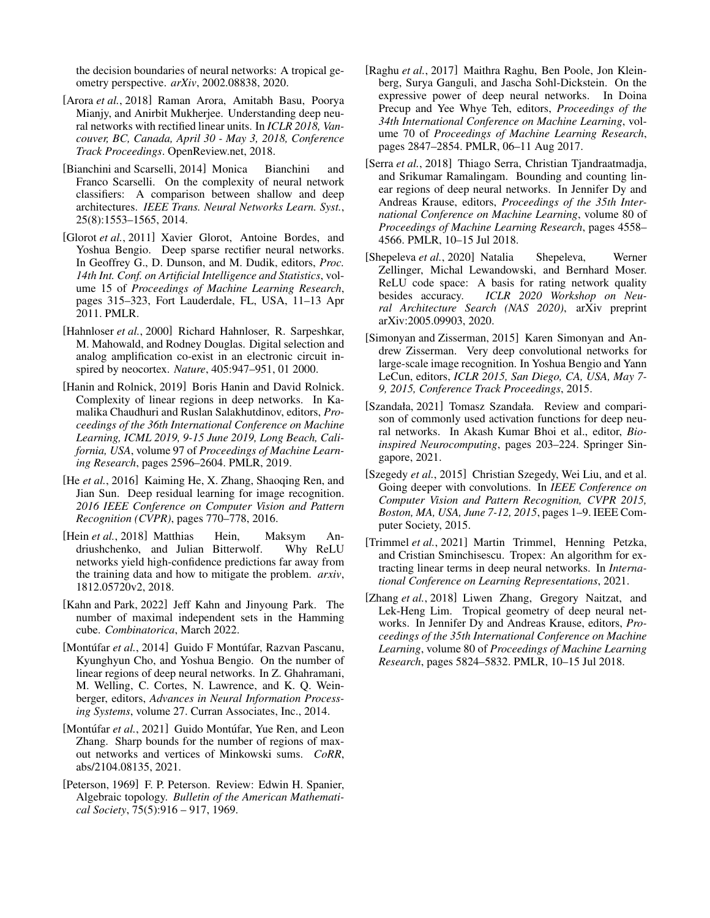the decision boundaries of neural networks: A tropical geometry perspective. *arXiv*, 2002.08838, 2020.

[Arora *et al.*, 2018] Raman Arora, Amitabh Basu, Poorya Mianjy, and Anirbit Mukherjee. Understanding deep neural networks with rectified linear units. In *ICLR 2018, Vancouver, BC, Canada, April 30 - May 3, 2018, Conference Track Proceedings*. OpenReview.net, 2018.

[Bianchini and Scarselli, 2014] Monica Bianchini and Franco Scarselli. On the complexity of neural network classifiers: A comparison between shallow and deep architectures. *IEEE Trans. Neural Networks Learn. Syst.*, 25(8):1553–1565, 2014.

[Glorot *et al.*, 2011] Xavier Glorot, Antoine Bordes, and Yoshua Bengio. Deep sparse rectifier neural networks. In Geoffrey G., D. Dunson, and M. Dudik, editors, *Proc. 14th Int. Conf. on Artificial Intelligence and Statistics*, volume 15 of *Proceedings of Machine Learning Research*, pages 315–323, Fort Lauderdale, FL, USA, 11–13 Apr 2011. PMLR.

[Hahnloser *et al.*, 2000] Richard Hahnloser, R. Sarpeshkar, M. Mahowald, and Rodney Douglas. Digital selection and analog amplification co-exist in an electronic circuit inspired by neocortex. *Nature*, 405:947–951, 01 2000.

[Hanin and Rolnick, 2019] Boris Hanin and David Rolnick. Complexity of linear regions in deep networks. In Kamalika Chaudhuri and Ruslan Salakhutdinov, editors, *Proceedings of the 36th International Conference on Machine Learning, ICML 2019, 9-15 June 2019, Long Beach, California, USA*, volume 97 of *Proceedings of Machine Learning Research*, pages 2596–2604. PMLR, 2019.

[He *et al.*, 2016] Kaiming He, X. Zhang, Shaoqing Ren, and Jian Sun. Deep residual learning for image recognition. *2016 IEEE Conference on Computer Vision and Pattern Recognition (CVPR)*, pages 770–778, 2016.

[Hein *et al.*, 2018] Matthias Hein, Maksym Andriushchenko, and Julian Bitterwolf. Why ReLU networks yield high-confidence predictions far away from the training data and how to mitigate the problem. *arxiv*, 1812.05720v2, 2018.

[Kahn and Park, 2022] Jeff Kahn and Jinyoung Park. The number of maximal independent sets in the Hamming cube. *Combinatorica*, March 2022.

[Montúfar *et al.*, 2014] Guido F Montúfar, Razvan Pascanu, Kyunghyun Cho, and Yoshua Bengio. On the number of linear regions of deep neural networks. In Z. Ghahramani, M. Welling, C. Cortes, N. Lawrence, and K. Q. Weinberger, editors, *Advances in Neural Information Processing Systems*, volume 27. Curran Associates, Inc., 2014.

[Montúfar *et al.*, 2021] Guido Montúfar, Yue Ren, and Leon Zhang. Sharp bounds for the number of regions of maxout networks and vertices of Minkowski sums. *CoRR*, abs/2104.08135, 2021.

[Peterson, 1969] F. P. Peterson. Review: Edwin H. Spanier, Algebraic topology. *Bulletin of the American Mathematical Society*, 75(5):916 – 917, 1969.

[Raghu *et al.*, 2017] Maithra Raghu, Ben Poole, Jon Kleinberg, Surya Ganguli, and Jascha Sohl-Dickstein. On the expressive power of deep neural networks. In Doina Precup and Yee Whye Teh, editors, *Proceedings of the 34th International Conference on Machine Learning*, volume 70 of *Proceedings of Machine Learning Research*, pages 2847–2854. PMLR, 06–11 Aug 2017.

[Serra *et al.*, 2018] Thiago Serra, Christian Tjandraatmadja, and Srikumar Ramalingam. Bounding and counting linear regions of deep neural networks. In Jennifer Dy and Andreas Krause, editors, *Proceedings of the 35th International Conference on Machine Learning*, volume 80 of *Proceedings of Machine Learning Research*, pages 4558–4566. PMLR, 10–15 Jul 2018.

[Shepeleva *et al.*, 2020] Natalia Shepeleva, Werner Zellinger, Michal Lewandowski, and Bernhard Moser. ReLU code space: A basis for rating network quality besides accuracy. *ICLR 2020 Workshop on Neural Architecture Search (NAS 2020)*, arXiv preprint arXiv:2005.09903, 2020.

[Simonyan and Zisserman, 2015] Karen Simonyan and Andrew Zisserman. Very deep convolutional networks for large-scale image recognition. In Yoshua Bengio and Yann LeCun, editors, *ICLR 2015, San Diego, CA, USA, May 7-9, 2015, Conference Track Proceedings*, 2015.

[Szandała, 2021] Tomasz Szandała. Review and comparison of commonly used activation functions for deep neural networks. In Akash Kumar Bhoi et al., editor, *Bio-inspired Neurocomputing*, pages 203–224. Springer Singapore, 2021.

[Szegedy *et al.*, 2015] Christian Szegedy, Wei Liu, and et al. Going deeper with convolutions. In *IEEE Conference on Computer Vision and Pattern Recognition, CVPR 2015, Boston, MA, USA, June 7-12, 2015*, pages 1–9. IEEE Computer Society, 2015.

[Trimmel *et al.*, 2021] Martin Trimmel, Henning Petzka, and Cristian Sminchisescu. Tropex: An algorithm for extracting linear terms in deep neural networks. In *International Conference on Learning Representations*, 2021.

[Zhang *et al.*, 2018] Liwen Zhang, Gregory Naitzat, and Lek-Heng Lim. Tropical geometry of deep neural networks. In Jennifer Dy and Andreas Krause, editors, *Proceedings of the 35th International Conference on Machine Learning*, volume 80 of *Proceedings of Machine Learning Research*, pages 5824–5832. PMLR, 10–15 Jul 2018.